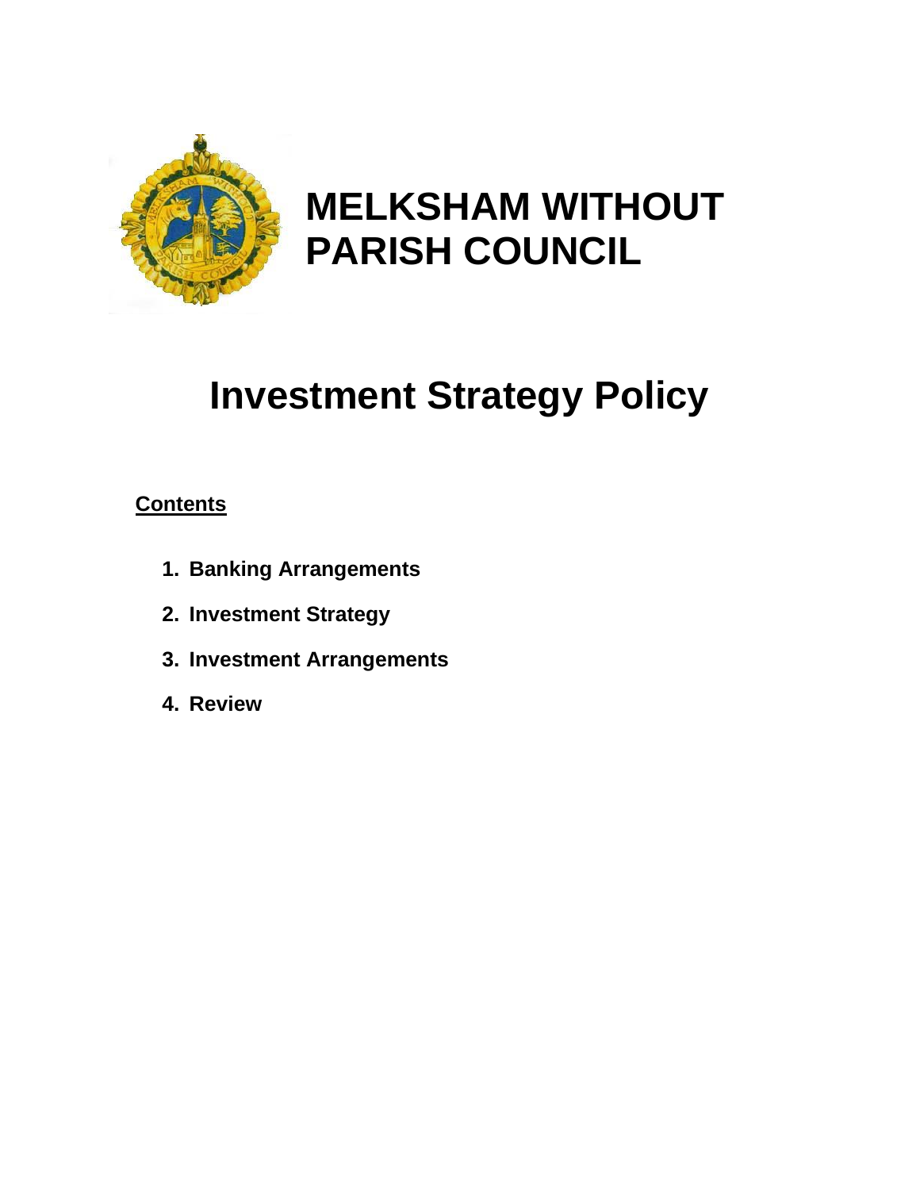# MELKSHAM WITHOUT PARISH COUNCIL

# Investment Strategy Policy

**Contents**

1. **Banking Arrangements**
2. **Investment Strategy**
3. **Investment Arrangements**
4. **Review**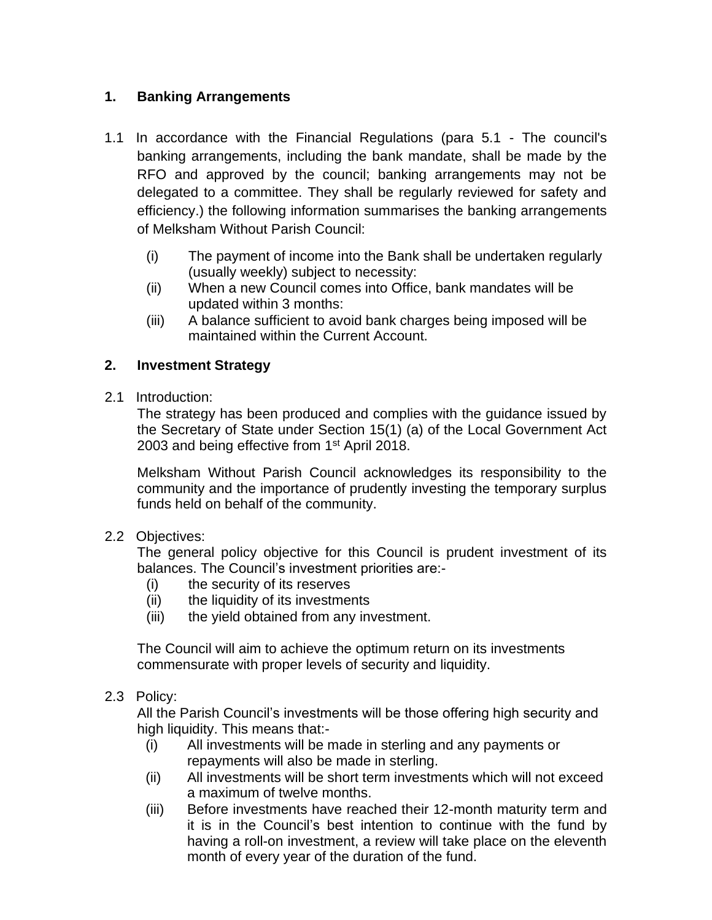## 1. Banking Arrangements

1.1 In accordance with the Financial Regulations (para 5.1 - The council's banking arrangements, including the bank mandate, shall be made by the RFO and approved by the council; banking arrangements may not be delegated to a committee. They shall be regularly reviewed for safety and efficiency.) the following information summarises the banking arrangements of Melksham Without Parish Council:

- (i) The payment of income into the Bank shall be undertaken regularly (usually weekly) subject to necessity:
- (ii) When a new Council comes into Office, bank mandates will be updated within 3 months:
- (iii) A balance sufficient to avoid bank charges being imposed will be maintained within the Current Account.

## 2. Investment Strategy

2.1 Introduction:

The strategy has been produced and complies with the guidance issued by the Secretary of State under Section 15(1) (a) of the Local Government Act 2003 and being effective from 1st April 2018.

Melksham Without Parish Council acknowledges its responsibility to the community and the importance of prudently investing the temporary surplus funds held on behalf of the community.

2.2 Objectives:

The general policy objective for this Council is prudent investment of its balances. The Council's investment priorities are:-

- (i) the security of its reserves
- (ii) the liquidity of its investments
- (iii) the yield obtained from any investment.

The Council will aim to achieve the optimum return on its investments commensurate with proper levels of security and liquidity.

2.3 Policy:

All the Parish Council's investments will be those offering high security and high liquidity. This means that:-

- (i) All investments will be made in sterling and any payments or repayments will also be made in sterling.
- (ii) All investments will be short term investments which will not exceed a maximum of twelve months.
- (iii) Before investments have reached their 12-month maturity term and it is in the Council's best intention to continue with the fund by having a roll-on investment, a review will take place on the eleventh month of every year of the duration of the fund.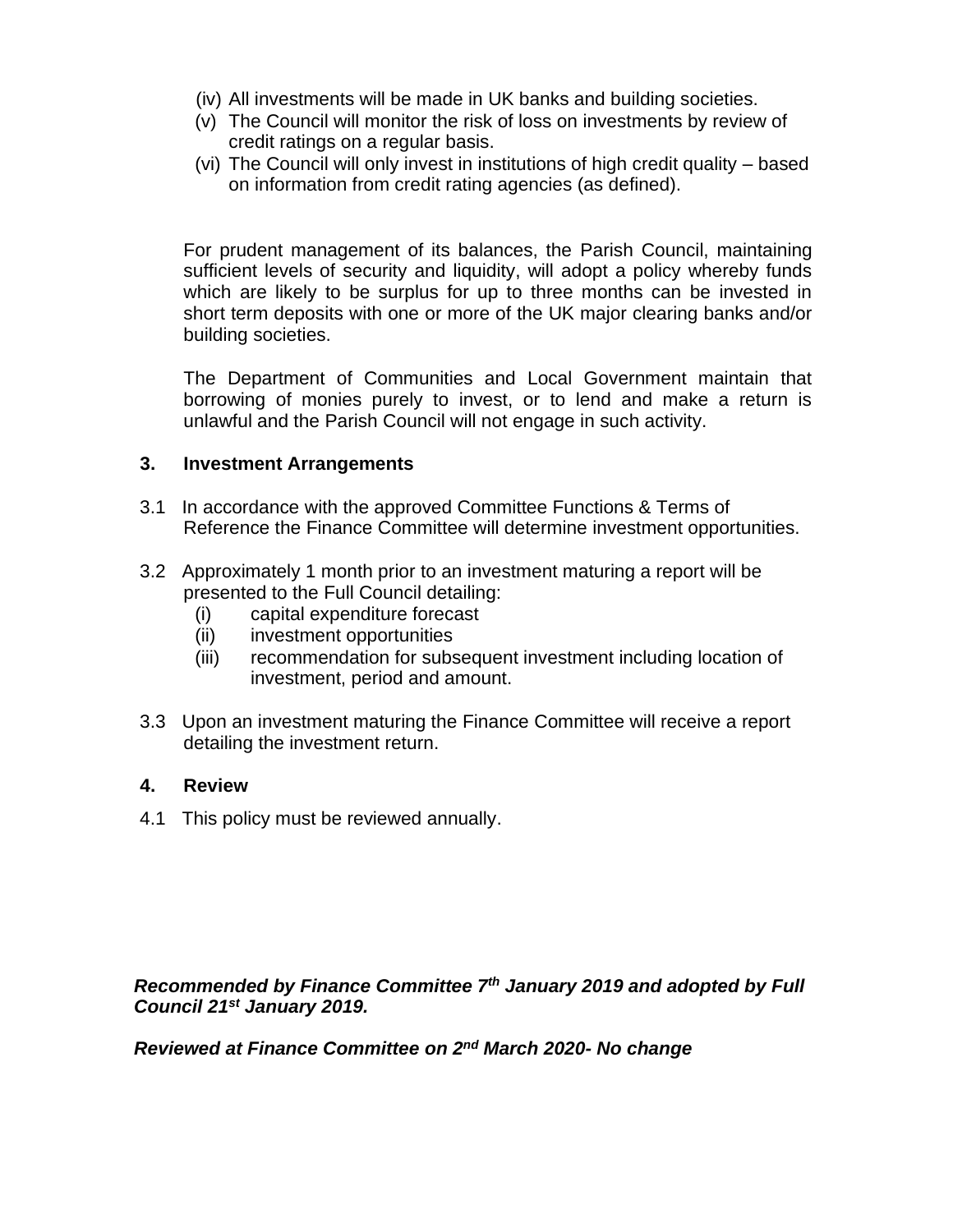(iv) All investments will be made in UK banks and building societies.
(v) The Council will monitor the risk of loss on investments by review of credit ratings on a regular basis.
(vi) The Council will only invest in institutions of high credit quality – based on information from credit rating agencies (as defined).

For prudent management of its balances, the Parish Council, maintaining sufficient levels of security and liquidity, will adopt a policy whereby funds which are likely to be surplus for up to three months can be invested in short term deposits with one or more of the UK major clearing banks and/or building societies.

The Department of Communities and Local Government maintain that borrowing of monies purely to invest, or to lend and make a return is unlawful and the Parish Council will not engage in such activity.

## 3. Investment Arrangements

3.1 In accordance with the approved Committee Functions & Terms of Reference the Finance Committee will determine investment opportunities.

3.2 Approximately 1 month prior to an investment maturing a report will be presented to the Full Council detailing:
  (i) capital expenditure forecast
  (ii) investment opportunities
  (iii) recommendation for subsequent investment including location of investment, period and amount.

3.3 Upon an investment maturing the Finance Committee will receive a report detailing the investment return.

## 4. Review

4.1 This policy must be reviewed annually.

***Recommended by Finance Committee 7th January 2019 and adopted by Full Council 21st January 2019.***

***Reviewed at Finance Committee on 2nd March 2020- No change***